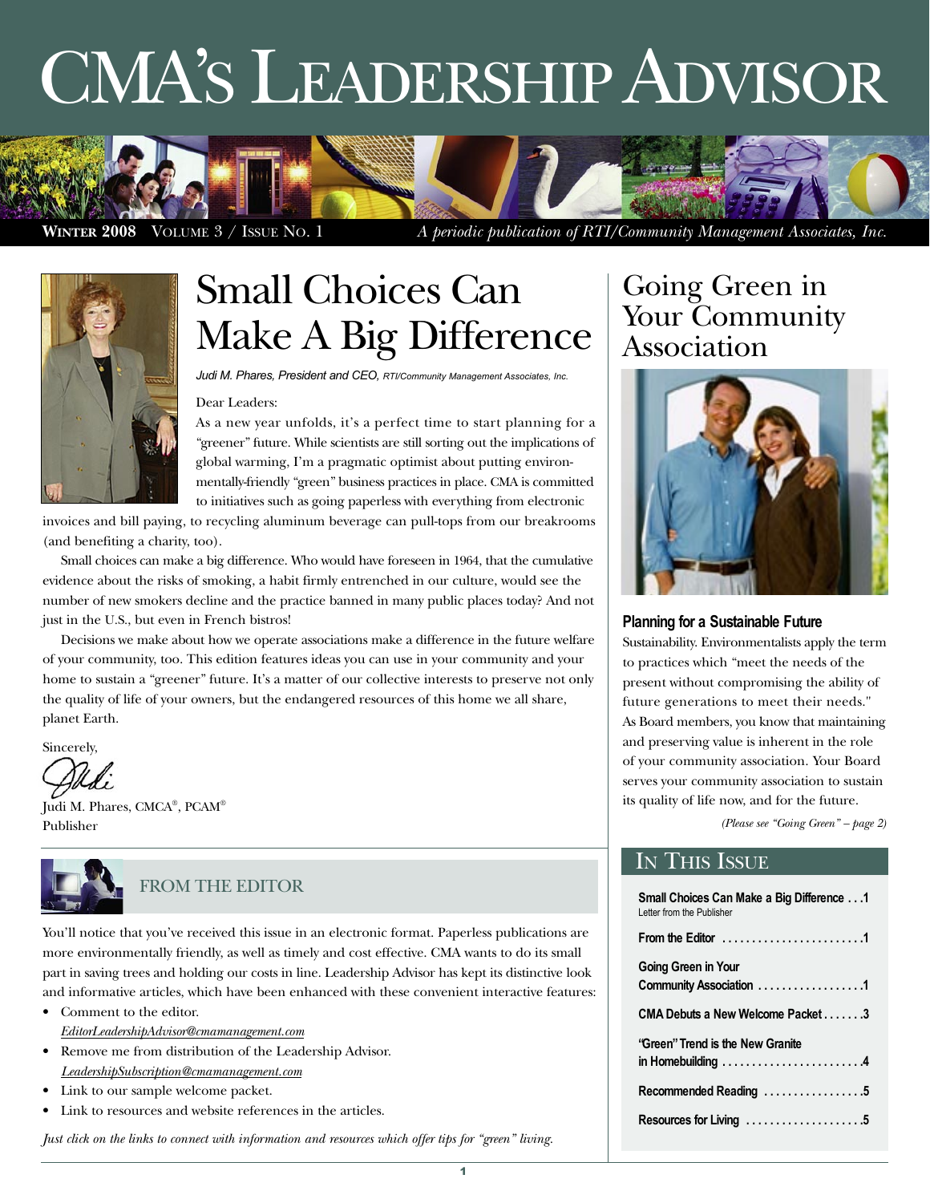# CMA's Leadership Advisor

**Winter 2008** Volume 3 / Issue No. 1 *A periodic publication of RTI/Community Management Associates, Inc.*

## Small Choices Can Make A Big Difference

*Judi M. Phares, President and CEO, RTI/Community Management Associates, Inc.*

Dear Leaders:

As a new year unfolds, it's a perfect time to start planning for a "greener" future. While scientists are still sorting out the implications of global warming, I'm a pragmatic optimist about putting environmentally-friendly "green" business practices in place. CMA is committed to initiatives such as going paperless with everything from electronic invoices and bill paying, to recycling aluminum beverage can pull-tops from our breakrooms (and benefiting a charity, too).

Small choices can make a big difference. Who would have foreseen in 1964, that the cumulative evidence about the risks of smoking, a habit firmly entrenched in our culture, would see the number of new smokers decline and the practice banned in many public places today? And not just in the U.S., but even in French bistros!

Decisions we make about how we operate associations make a difference in the future welfare of your community, too. This edition features ideas you can use in your community and your home to sustain a "greener" future. It's a matter of our collective interests to preserve not only the quality of life of your owners, but the endangered resources of this home we all share, planet Earth.

Sincerely,

Judi

Judi M. Phares, CMCA®, PCAM®
Publisher

## FROM THE EDITOR

You'll notice that you've received this issue in an electronic format. Paperless publications are more environmentally friendly, as well as timely and cost effective. CMA wants to do its small part in saving trees and holding our costs in line. Leadership Advisor has kept its distinctive look and informative articles, which have been enhanced with these convenient interactive features:

- Comment to the editor. 
  *EditorLeadershipAdvisor@cmamanagement.com*
- Remove me from distribution of the Leadership Advisor. 
  *LeadershipSubscription@cmamanagement.com*
- Link to our sample welcome packet.
- Link to resources and website references in the articles.

*Just click on the links to connect with information and resources which offer tips for "green" living.*

## Going Green in Your Community Association

### Planning for a Sustainable Future

Sustainability. Environmentalists apply the term to practices which "meet the needs of the present without compromising the ability of future generations to meet their needs." As Board members, you know that maintaining and preserving value is inherent in the role of your community association. Your Board serves your community association to sustain its quality of life now, and for the future.

*(Please see "Going Green" – page 2)*

## In This Issue

- **Small Choices Can Make a Big Difference . . .1** 
  Letter from the Publisher
- **From the Editor . . . . . . . . . . . . . . . . . . . . . . . .1**
- **Going Green in Your Community Association . . . . . . . . . . . . . . . . . .1**
- **CMA Debuts a New Welcome Packet . . . . . . .3**
- **"Green" Trend is the New Granite in Homebuilding . . . . . . . . . . . . . . . . . . . . . . . .4**
- **Recommended Reading . . . . . . . . . . . . . . . . .5**
- **Resources for Living . . . . . . . . . . . . . . . . . . . .5**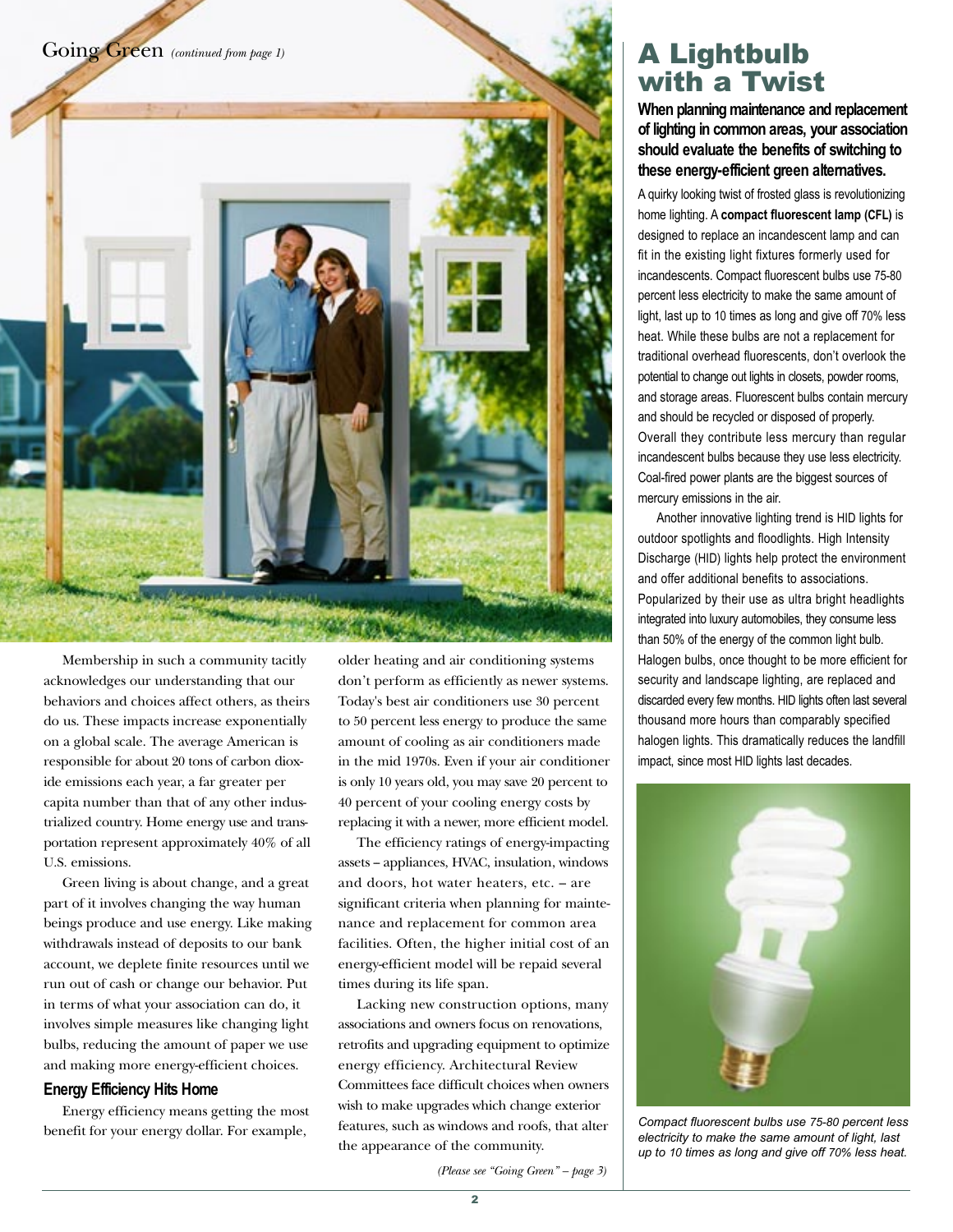## Going Green *(continued from page 1)*

Membership in such a community tacitly acknowledges our understanding that our behaviors and choices affect others, as theirs do us. These impacts increase exponentially on a global scale. The average American is responsible for about 20 tons of carbon dioxide emissions each year, a far greater per capita number than that of any other industrialized country. Home energy use and transportation represent approximately 40% of all U.S. emissions.

Green living is about change, and a great part of it involves changing the way human beings produce and use energy. Like making withdrawals instead of deposits to our bank account, we deplete finite resources until we run out of cash or change our behavior. Put in terms of what your association can do, it involves simple measures like changing light bulbs, reducing the amount of paper we use and making more energy-efficient choices.

### Energy Efficiency Hits Home

Energy efficiency means getting the most benefit for your energy dollar. For example, older heating and air conditioning systems don't perform as efficiently as newer systems. Today's best air conditioners use 30 percent to 50 percent less energy to produce the same amount of cooling as air conditioners made in the mid 1970s. Even if your air conditioner is only 10 years old, you may save 20 percent to 40 percent of your cooling energy costs by replacing it with a newer, more efficient model.

The efficiency ratings of energy-impacting assets – appliances, HVAC, insulation, windows and doors, hot water heaters, etc. – are significant criteria when planning for maintenance and replacement for common area facilities. Often, the higher initial cost of an energy-efficient model will be repaid several times during its life span.

Lacking new construction options, many associations and owners focus on renovations, retrofits and upgrading equipment to optimize energy efficiency. Architectural Review Committees face difficult choices when owners wish to make upgrades which change exterior features, such as windows and roofs, that alter the appearance of the community.

*(Please see "Going Green" – page 3)*

# A Lightbulb with a Twist

**When planning maintenance and replacement of lighting in common areas, your association should evaluate the benefits of switching to these energy-efficient green alternatives.**

A quirky looking twist of frosted glass is revolutionizing home lighting. A **compact fluorescent lamp (CFL)** is designed to replace an incandescent lamp and can fit in the existing light fixtures formerly used for incandescents. Compact fluorescent bulbs use 75-80 percent less electricity to make the same amount of light, last up to 10 times as long and give off 70% less heat. While these bulbs are not a replacement for traditional overhead fluorescents, don't overlook the potential to change out lights in closets, powder rooms, and storage areas. Fluorescent bulbs contain mercury and should be recycled or disposed of properly. Overall they contribute less mercury than regular incandescent bulbs because they use less electricity. Coal-fired power plants are the biggest sources of mercury emissions in the air.

Another innovative lighting trend is HID lights for outdoor spotlights and floodlights. High Intensity Discharge (HID) lights help protect the environment and offer additional benefits to associations. Popularized by their use as ultra bright headlights integrated into luxury automobiles, they consume less than 50% of the energy of the common light bulb. Halogen bulbs, once thought to be more efficient for security and landscape lighting, are replaced and discarded every few months. HID lights often last several thousand more hours than comparably specified halogen lights. This dramatically reduces the landfill impact, since most HID lights last decades.

*Compact fluorescent bulbs use 75-80 percent less electricity to make the same amount of light, last up to 10 times as long and give off 70% less heat.*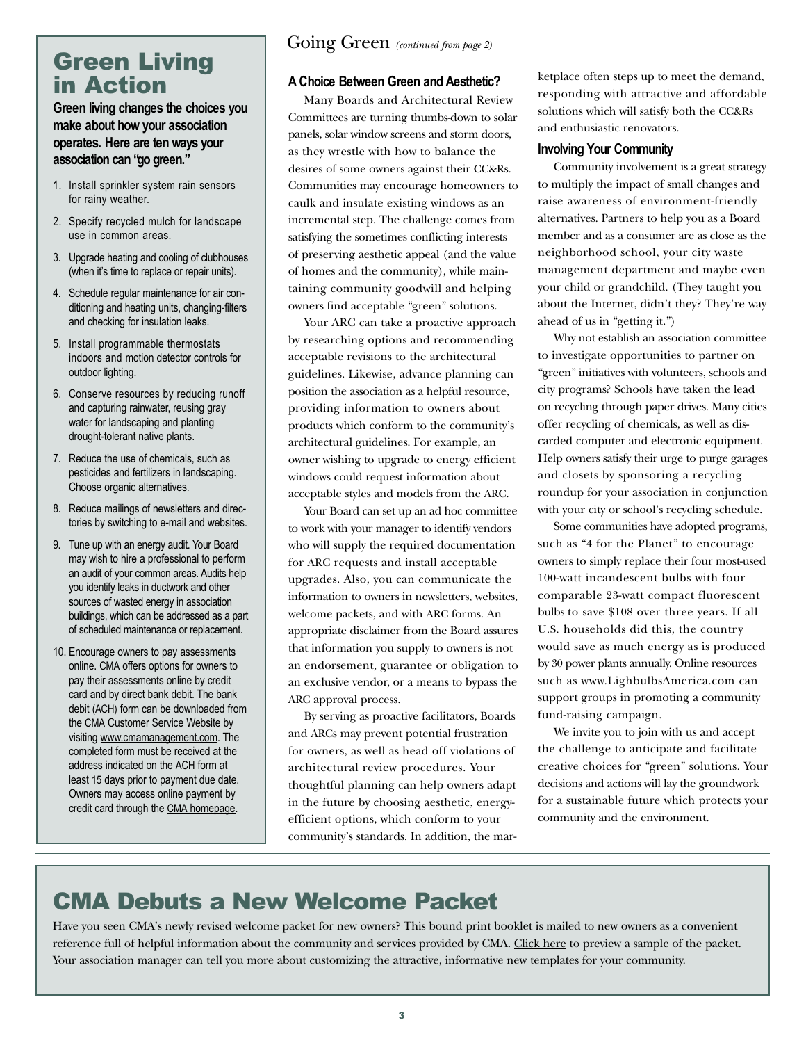## Green Living in Action

**Green living changes the choices you make about how your association operates. Here are ten ways your association can "go green."**

1. Install sprinkler system rain sensors for rainy weather.
2. Specify recycled mulch for landscape use in common areas.
3. Upgrade heating and cooling of clubhouses (when it's time to replace or repair units).
4. Schedule regular maintenance for air conditioning and heating units, changing-filters and checking for insulation leaks.
5. Install programmable thermostats indoors and motion detector controls for outdoor lighting.
6. Conserve resources by reducing runoff and capturing rainwater, reusing gray water for landscaping and planting drought-tolerant native plants.
7. Reduce the use of chemicals, such as pesticides and fertilizers in landscaping. Choose organic alternatives.
8. Reduce mailings of newsletters and directories by switching to e-mail and websites.
9. Tune up with an energy audit. Your Board may wish to hire a professional to perform an audit of your common areas. Audits help you identify leaks in ductwork and other sources of wasted energy in association buildings, which can be addressed as a part of scheduled maintenance or replacement.
10. Encourage owners to pay assessments online. CMA offers options for owners to pay their assessments online by credit card and by direct bank debit. The bank debit (ACH) form can be downloaded from the CMA Customer Service Website by visiting www.cmamanagement.com. The completed form must be received at the address indicated on the ACH form at least 15 days prior to payment due date. Owners may access online payment by credit card through the CMA homepage.

## Going Green *(continued from page 2)*

### A Choice Between Green and Aesthetic?

Many Boards and Architectural Review Committees are turning thumbs-down to solar panels, solar window screens and storm doors, as they wrestle with how to balance the desires of some owners against their CC&Rs. Communities may encourage homeowners to caulk and insulate existing windows as an incremental step. The challenge comes from satisfying the sometimes conflicting interests of preserving aesthetic appeal (and the value of homes and the community), while maintaining community goodwill and helping owners find acceptable "green" solutions.

Your ARC can take a proactive approach by researching options and recommending acceptable revisions to the architectural guidelines. Likewise, advance planning can position the association as a helpful resource, providing information to owners about products which conform to the community's architectural guidelines. For example, an owner wishing to upgrade to energy efficient windows could request information about acceptable styles and models from the ARC.

Your Board can set up an ad hoc committee to work with your manager to identify vendors who will supply the required documentation for ARC requests and install acceptable upgrades. Also, you can communicate the information to owners in newsletters, websites, welcome packets, and with ARC forms. An appropriate disclaimer from the Board assures that information you supply to owners is not an endorsement, guarantee or obligation to an exclusive vendor, or a means to bypass the ARC approval process.

By serving as proactive facilitators, Boards and ARCs may prevent potential frustration for owners, as well as head off violations of architectural review procedures. Your thoughtful planning can help owners adapt in the future by choosing aesthetic, energy-efficient options, which conform to your community's standards. In addition, the marketplace often steps up to meet the demand, responding with attractive and affordable solutions which will satisfy both the CC&Rs and enthusiastic renovators.

### Involving Your Community

Community involvement is a great strategy to multiply the impact of small changes and raise awareness of environment-friendly alternatives. Partners to help you as a Board member and as a consumer are as close as the neighborhood school, your city waste management department and maybe even your child or grandchild. (They taught you about the Internet, didn't they? They're way ahead of us in "getting it.")

Why not establish an association committee to investigate opportunities to partner on "green" initiatives with volunteers, schools and city programs? Schools have taken the lead on recycling through paper drives. Many cities offer recycling of chemicals, as well as discarded computer and electronic equipment. Help owners satisfy their urge to purge garages and closets by sponsoring a recycling roundup for your association in conjunction with your city or school's recycling schedule.

Some communities have adopted programs, such as "4 for the Planet" to encourage owners to simply replace their four most-used 100-watt incandescent bulbs with four comparable 23-watt compact fluorescent bulbs to save $108 over three years. If all U.S. households did this, the country would save as much energy as is produced by 30 power plants annually. Online resources such as www.LighbulbsAmerica.com can support groups in promoting a community fund-raising campaign.

We invite you to join with us and accept the challenge to anticipate and facilitate creative choices for "green" solutions. Your decisions and actions will lay the groundwork for a sustainable future which protects your community and the environment.

## CMA Debuts a New Welcome Packet

Have you seen CMA's newly revised welcome packet for new owners? This bound print booklet is mailed to new owners as a convenient reference full of helpful information about the community and services provided by CMA. Click here to preview a sample of the packet. Your association manager can tell you more about customizing the attractive, informative new templates for your community.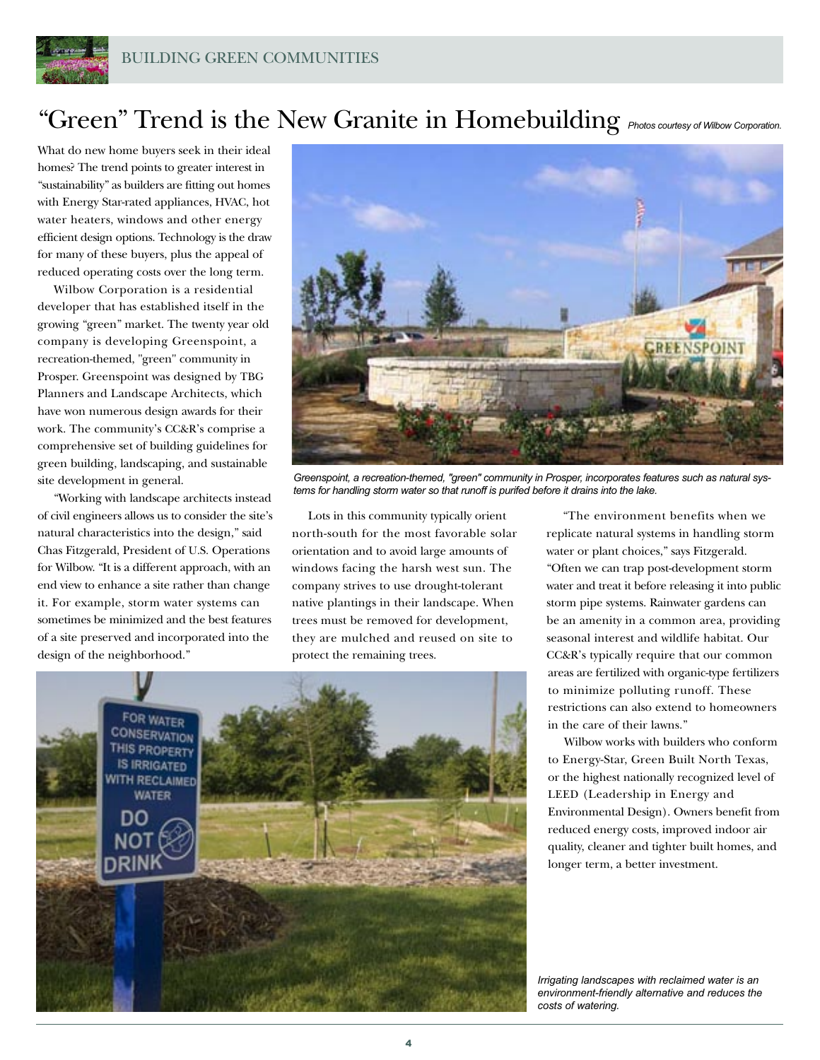# "Green" Trend is the New Granite in Homebuilding

*Photos courtesy of Wilbow Corporation.*

What do new home buyers seek in their ideal homes? The trend points to greater interest in "sustainability" as builders are fitting out homes with Energy Star-rated appliances, HVAC, hot water heaters, windows and other energy efficient design options. Technology is the draw for many of these buyers, plus the appeal of reduced operating costs over the long term.

Wilbow Corporation is a residential developer that has established itself in the growing "green" market. The twenty year old company is developing Greenspoint, a recreation-themed, "green" community in Prosper. Greenspoint was designed by TBG Planners and Landscape Architects, which have won numerous design awards for their work. The community's CC&R's comprise a comprehensive set of building guidelines for green building, landscaping, and sustainable site development in general.

"Working with landscape architects instead of civil engineers allows us to consider the site's natural characteristics into the design," said Chas Fitzgerald, President of U.S. Operations for Wilbow. "It is a different approach, with an end view to enhance a site rather than change it. For example, storm water systems can sometimes be minimized and the best features of a site preserved and incorporated into the design of the neighborhood."

*Greenspoint, a recreation-themed, "green" community in Prosper, incorporates features such as natural systems for handling storm water so that runoff is purifed before it drains into the lake.*

Lots in this community typically orient north-south for the most favorable solar orientation and to avoid large amounts of windows facing the harsh west sun. The company strives to use drought-tolerant native plantings in their landscape. When trees must be removed for development, they are mulched and reused on site to protect the remaining trees.

"The environment benefits when we replicate natural systems in handling storm water or plant choices," says Fitzgerald. "Often we can trap post-development storm water and treat it before releasing it into public storm pipe systems. Rainwater gardens can be an amenity in a common area, providing seasonal interest and wildlife habitat. Our CC&R's typically require that our common areas are fertilized with organic-type fertilizers to minimize polluting runoff. These restrictions can also extend to homeowners in the care of their lawns."

Wilbow works with builders who conform to Energy-Star, Green Built North Texas, or the highest nationally recognized level of LEED (Leadership in Energy and Environmental Design). Owners benefit from reduced energy costs, improved indoor air quality, cleaner and tighter built homes, and longer term, a better investment.

*Irrigating landscapes with reclaimed water is an environment-friendly alternative and reduces the costs of watering.*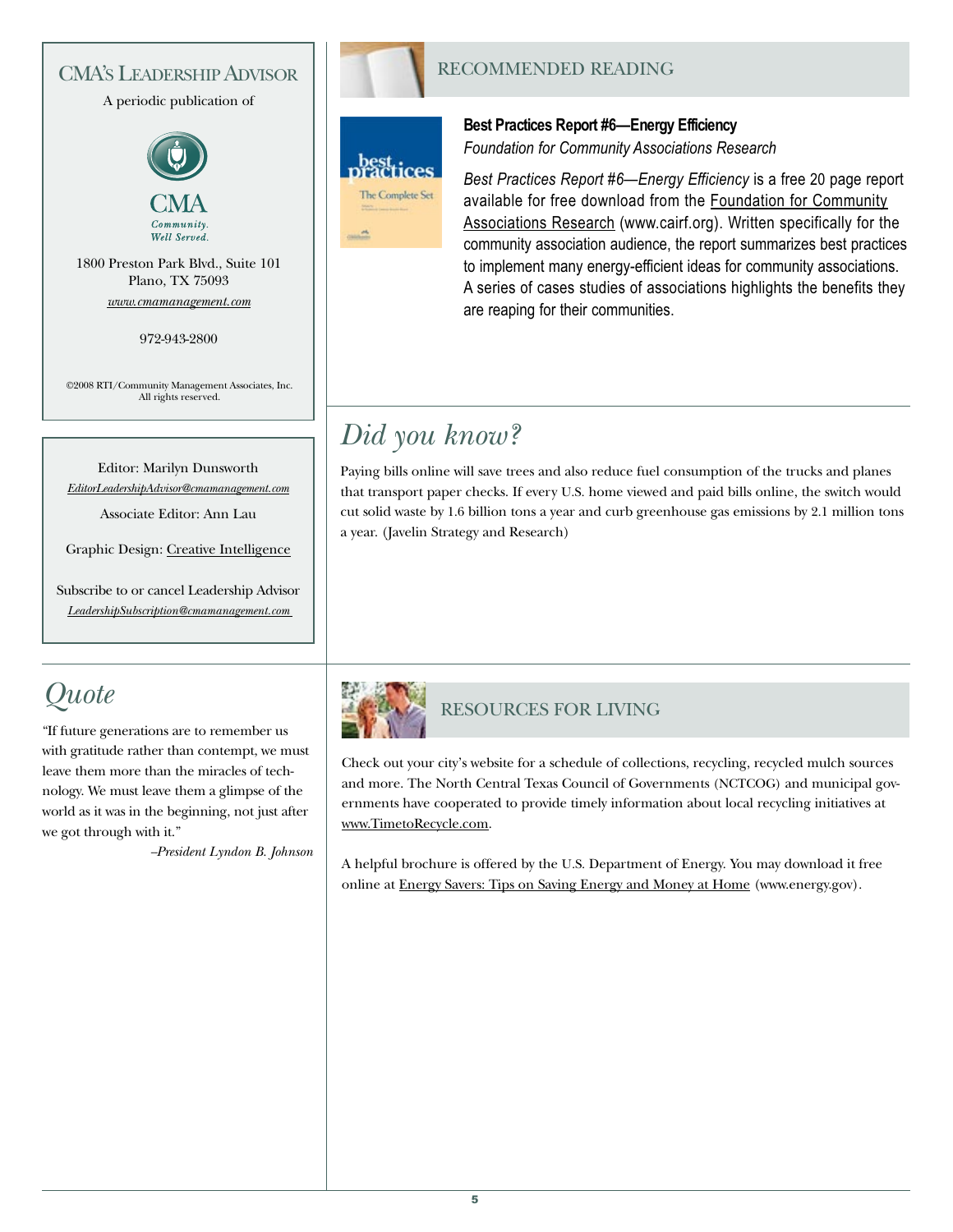## CMA's Leadership Advisor

A periodic publication of

CMA

*Community. Well Served.*

1800 Preston Park Blvd., Suite 101
Plano, TX 75093

*www.cmamanagement.com*

972-943-2800

©2008 RTI/Community Management Associates, Inc.
All rights reserved.

Editor: Marilyn Dunsworth
*EditorLeadershipAdvisor@cmamanagement.com*

Associate Editor: Ann Lau

Graphic Design: Creative Intelligence

Subscribe to or cancel Leadership Advisor
*LeadershipSubscription@cmamanagement.com*

## Quote

"If future generations are to remember us with gratitude rather than contempt, we must leave them more than the miracles of technology. We must leave them a glimpse of the world as it was in the beginning, not just after we got through with it."

*–President Lyndon B. Johnson*

## Recommended Reading

**Best Practices Report #6—Energy Efficiency**
*Foundation for Community Associations Research*

*Best Practices Report #6—Energy Efficiency* is a free 20 page report available for free download from the Foundation for Community Associations Research (www.cairf.org). Written specifically for the community association audience, the report summarizes best practices to implement many energy-efficient ideas for community associations. A series of cases studies of associations highlights the benefits they are reaping for their communities.

## *Did you know?*

Paying bills online will save trees and also reduce fuel consumption of the trucks and planes that transport paper checks. If every U.S. home viewed and paid bills online, the switch would cut solid waste by 1.6 billion tons a year and curb greenhouse gas emissions by 2.1 million tons a year. (Javelin Strategy and Research)

## Resources for Living

Check out your city's website for a schedule of collections, recycling, recycled mulch sources and more. The North Central Texas Council of Governments (NCTCOG) and municipal governments have cooperated to provide timely information about local recycling initiatives at www.TimetoRecycle.com.

A helpful brochure is offered by the U.S. Department of Energy. You may download it free online at Energy Savers: Tips on Saving Energy and Money at Home (www.energy.gov).